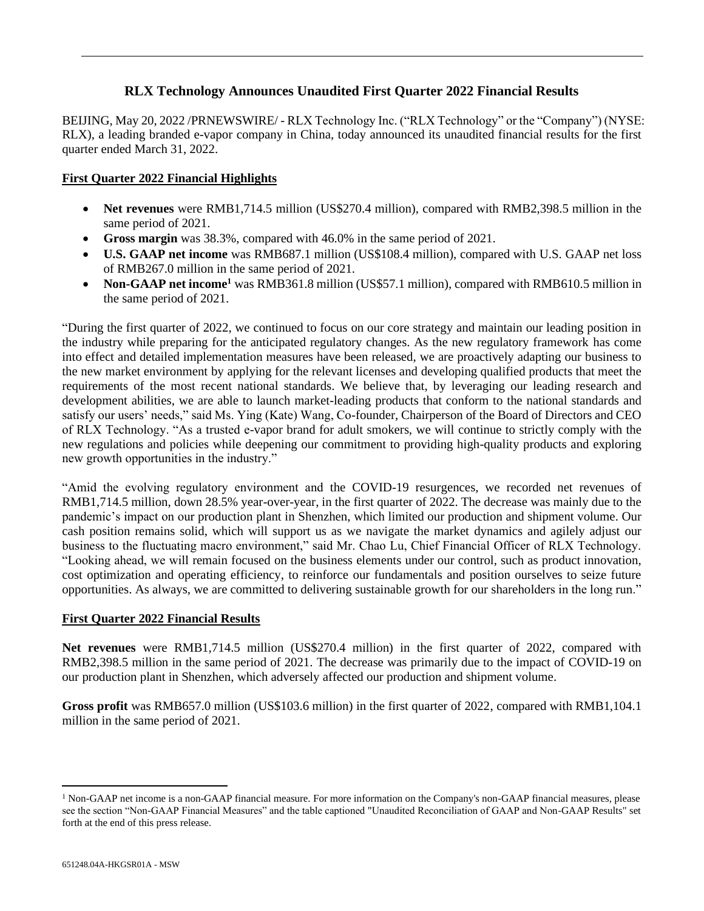# RLX Technology Announces Unaudited First Quarter 2022 Financial Results

BEIJING, May 20, 2022 /PRNEWSWIRE/ - RLX Technology Inc. ("RLX Technology" or the "Company") (NYSE: RLX), a leading branded e-vapor company in China, today announced its unaudited financial results for the first quarter ended March 31, 2022.

## First Quarter 2022 Financial Highlights

- **Net revenues** were RMB1,714.5 million (US$270.4 million), compared with RMB2,398.5 million in the same period of 2021.
- **Gross margin** was 38.3%, compared with 46.0% in the same period of 2021.
- **U.S. GAAP net income** was RMB687.1 million (US$108.4 million), compared with U.S. GAAP net loss of RMB267.0 million in the same period of 2021.
- **Non-GAAP net income**[1] was RMB361.8 million (US$57.1 million), compared with RMB610.5 million in the same period of 2021.

"During the first quarter of 2022, we continued to focus on our core strategy and maintain our leading position in the industry while preparing for the anticipated regulatory changes. As the new regulatory framework has come into effect and detailed implementation measures have been released, we are proactively adapting our business to the new market environment by applying for the relevant licenses and developing qualified products that meet the requirements of the most recent national standards. We believe that, by leveraging our leading research and development abilities, we are able to launch market-leading products that conform to the national standards and satisfy our users' needs," said Ms. Ying (Kate) Wang, Co-founder, Chairperson of the Board of Directors and CEO of RLX Technology. "As a trusted e-vapor brand for adult smokers, we will continue to strictly comply with the new regulations and policies while deepening our commitment to providing high-quality products and exploring new growth opportunities in the industry."

"Amid the evolving regulatory environment and the COVID-19 resurgences, we recorded net revenues of RMB1,714.5 million, down 28.5% year-over-year, in the first quarter of 2022. The decrease was mainly due to the pandemic's impact on our production plant in Shenzhen, which limited our production and shipment volume. Our cash position remains solid, which will support us as we navigate the market dynamics and agilely adjust our business to the fluctuating macro environment," said Mr. Chao Lu, Chief Financial Officer of RLX Technology. "Looking ahead, we will remain focused on the business elements under our control, such as product innovation, cost optimization and operating efficiency, to reinforce our fundamentals and position ourselves to seize future opportunities. As always, we are committed to delivering sustainable growth for our shareholders in the long run."

## First Quarter 2022 Financial Results

**Net revenues** were RMB1,714.5 million (US$270.4 million) in the first quarter of 2022, compared with RMB2,398.5 million in the same period of 2021. The decrease was primarily due to the impact of COVID-19 on our production plant in Shenzhen, which adversely affected our production and shipment volume.

**Gross profit** was RMB657.0 million (US$103.6 million) in the first quarter of 2022, compared with RMB1,104.1 million in the same period of 2021.

[1] Non-GAAP net income is a non-GAAP financial measure. For more information on the Company's non-GAAP financial measures, please see the section "Non-GAAP Financial Measures" and the table captioned "Unaudited Reconciliation of GAAP and Non-GAAP Results" set forth at the end of this press release.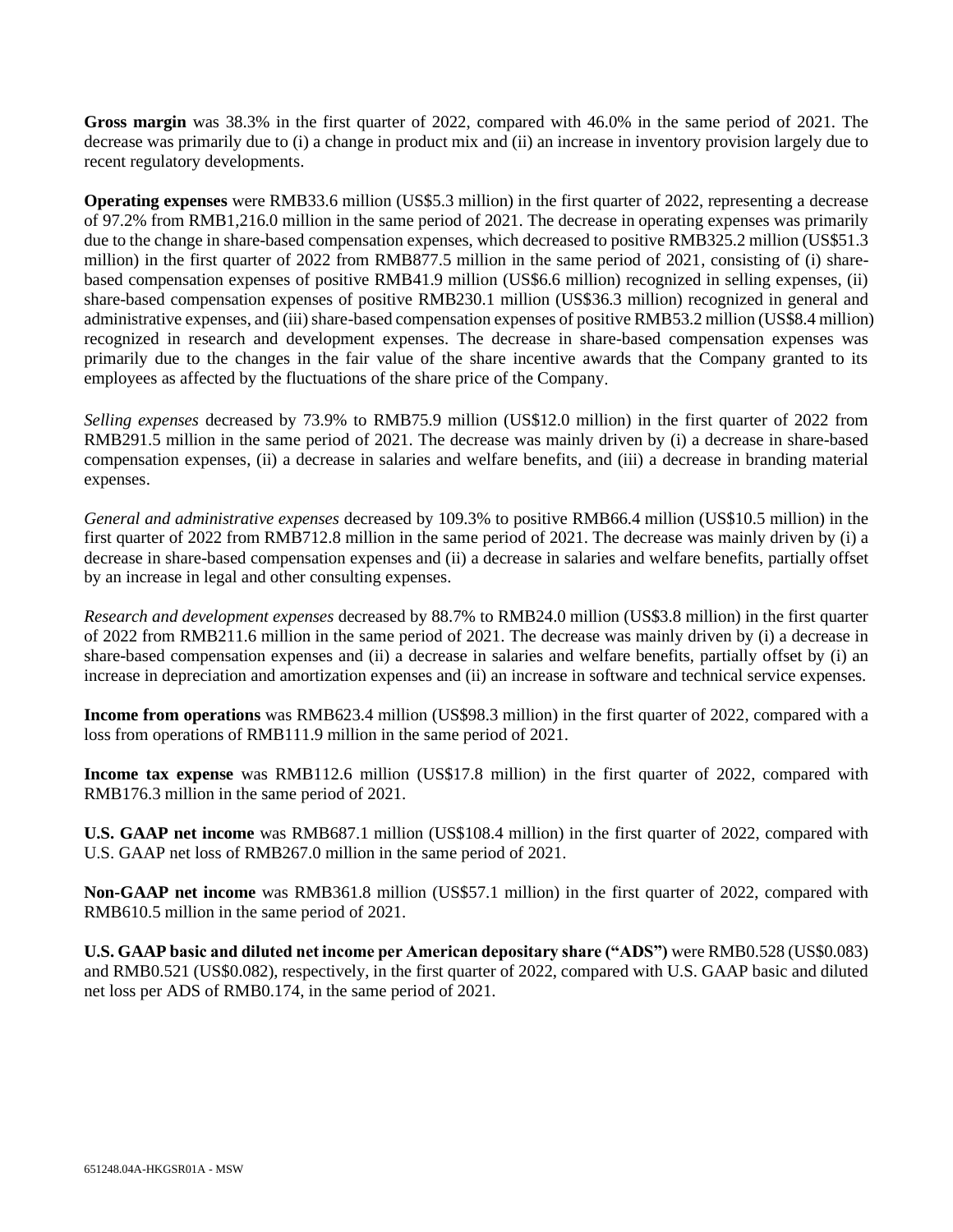**Gross margin** was 38.3% in the first quarter of 2022, compared with 46.0% in the same period of 2021. The decrease was primarily due to (i) a change in product mix and (ii) an increase in inventory provision largely due to recent regulatory developments.

**Operating expenses** were RMB33.6 million (US$5.3 million) in the first quarter of 2022, representing a decrease of 97.2% from RMB1,216.0 million in the same period of 2021. The decrease in operating expenses was primarily due to the change in share-based compensation expenses, which decreased to positive RMB325.2 million (US$51.3 million) in the first quarter of 2022 from RMB877.5 million in the same period of 2021, consisting of (i) share-based compensation expenses of positive RMB41.9 million (US$6.6 million) recognized in selling expenses, (ii) share-based compensation expenses of positive RMB230.1 million (US$36.3 million) recognized in general and administrative expenses, and (iii) share-based compensation expenses of positive RMB53.2 million (US$8.4 million) recognized in research and development expenses. The decrease in share-based compensation expenses was primarily due to the changes in the fair value of the share incentive awards that the Company granted to its employees as affected by the fluctuations of the share price of the Company.

*Selling expenses* decreased by 73.9% to RMB75.9 million (US$12.0 million) in the first quarter of 2022 from RMB291.5 million in the same period of 2021. The decrease was mainly driven by (i) a decrease in share-based compensation expenses, (ii) a decrease in salaries and welfare benefits, and (iii) a decrease in branding material expenses.

*General and administrative expenses* decreased by 109.3% to positive RMB66.4 million (US$10.5 million) in the first quarter of 2022 from RMB712.8 million in the same period of 2021. The decrease was mainly driven by (i) a decrease in share-based compensation expenses and (ii) a decrease in salaries and welfare benefits, partially offset by an increase in legal and other consulting expenses.

*Research and development expenses* decreased by 88.7% to RMB24.0 million (US$3.8 million) in the first quarter of 2022 from RMB211.6 million in the same period of 2021. The decrease was mainly driven by (i) a decrease in share-based compensation expenses and (ii) a decrease in salaries and welfare benefits, partially offset by (i) an increase in depreciation and amortization expenses and (ii) an increase in software and technical service expenses.

**Income from operations** was RMB623.4 million (US$98.3 million) in the first quarter of 2022, compared with a loss from operations of RMB111.9 million in the same period of 2021.

**Income tax expense** was RMB112.6 million (US$17.8 million) in the first quarter of 2022, compared with RMB176.3 million in the same period of 2021.

**U.S. GAAP net income** was RMB687.1 million (US$108.4 million) in the first quarter of 2022, compared with U.S. GAAP net loss of RMB267.0 million in the same period of 2021.

**Non-GAAP net income** was RMB361.8 million (US$57.1 million) in the first quarter of 2022, compared with RMB610.5 million in the same period of 2021.

**U.S. GAAP basic and diluted net income per American depositary share ("ADS")** were RMB0.528 (US$0.083) and RMB0.521 (US$0.082), respectively, in the first quarter of 2022, compared with U.S. GAAP basic and diluted net loss per ADS of RMB0.174, in the same period of 2021.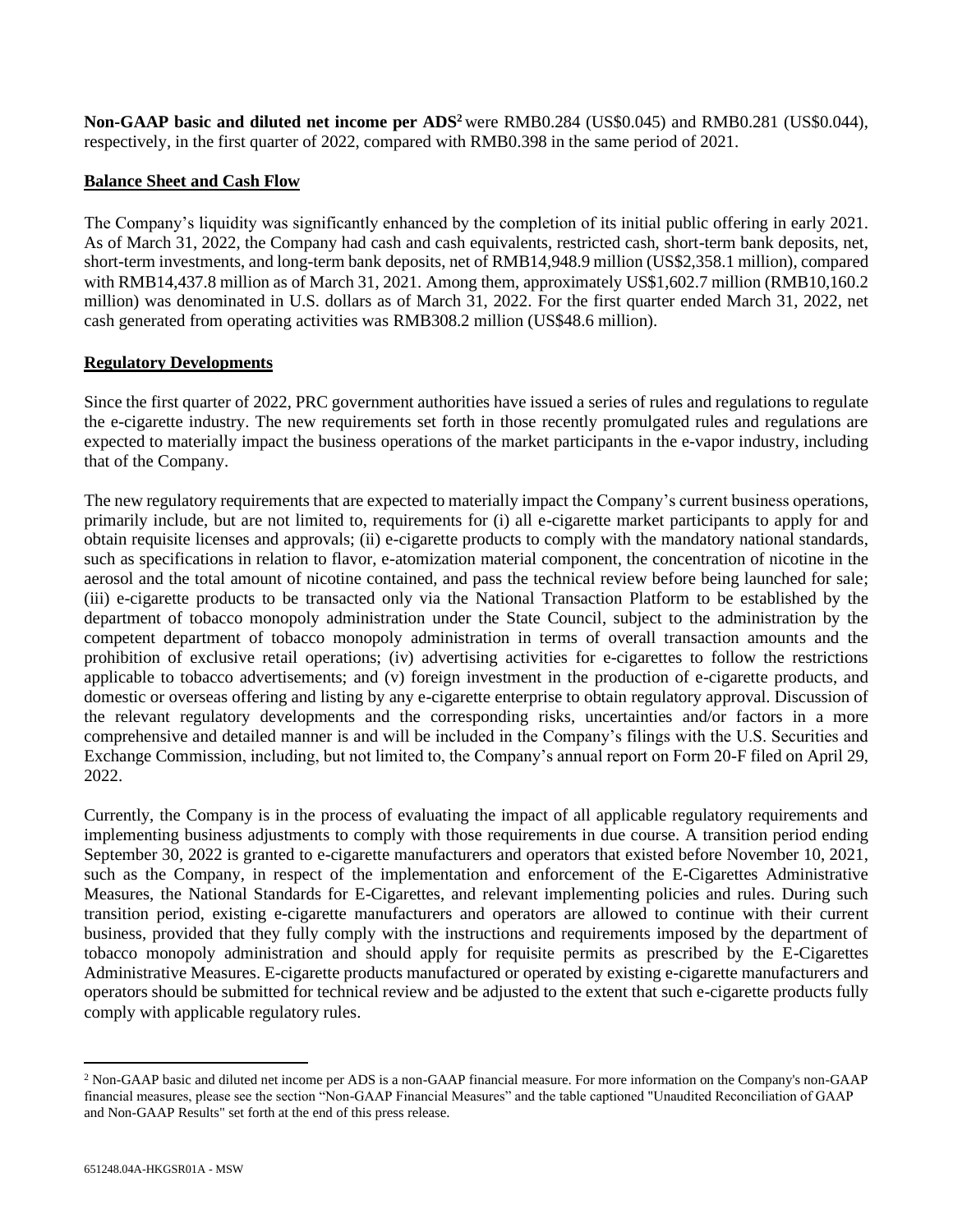**Non-GAAP basic and diluted net income per ADS**[2] were RMB0.284 (US$0.045) and RMB0.281 (US$0.044), respectively, in the first quarter of 2022, compared with RMB0.398 in the same period of 2021.

**Balance Sheet and Cash Flow**

The Company's liquidity was significantly enhanced by the completion of its initial public offering in early 2021. As of March 31, 2022, the Company had cash and cash equivalents, restricted cash, short-term bank deposits, net, short-term investments, and long-term bank deposits, net of RMB14,948.9 million (US$2,358.1 million), compared with RMB14,437.8 million as of March 31, 2021. Among them, approximately US$1,602.7 million (RMB10,160.2 million) was denominated in U.S. dollars as of March 31, 2022. For the first quarter ended March 31, 2022, net cash generated from operating activities was RMB308.2 million (US$48.6 million).

**Regulatory Developments**

Since the first quarter of 2022, PRC government authorities have issued a series of rules and regulations to regulate the e-cigarette industry. The new requirements set forth in those recently promulgated rules and regulations are expected to materially impact the business operations of the market participants in the e-vapor industry, including that of the Company.

The new regulatory requirements that are expected to materially impact the Company's current business operations, primarily include, but are not limited to, requirements for (i) all e-cigarette market participants to apply for and obtain requisite licenses and approvals; (ii) e-cigarette products to comply with the mandatory national standards, such as specifications in relation to flavor, e-atomization material component, the concentration of nicotine in the aerosol and the total amount of nicotine contained, and pass the technical review before being launched for sale; (iii) e-cigarette products to be transacted only via the National Transaction Platform to be established by the department of tobacco monopoly administration under the State Council, subject to the administration by the competent department of tobacco monopoly administration in terms of overall transaction amounts and the prohibition of exclusive retail operations; (iv) advertising activities for e-cigarettes to follow the restrictions applicable to tobacco advertisements; and (v) foreign investment in the production of e-cigarette products, and domestic or overseas offering and listing by any e-cigarette enterprise to obtain regulatory approval. Discussion of the relevant regulatory developments and the corresponding risks, uncertainties and/or factors in a more comprehensive and detailed manner is and will be included in the Company's filings with the U.S. Securities and Exchange Commission, including, but not limited to, the Company's annual report on Form 20-F filed on April 29, 2022.

Currently, the Company is in the process of evaluating the impact of all applicable regulatory requirements and implementing business adjustments to comply with those requirements in due course. A transition period ending September 30, 2022 is granted to e-cigarette manufacturers and operators that existed before November 10, 2021, such as the Company, in respect of the implementation and enforcement of the E-Cigarettes Administrative Measures, the National Standards for E-Cigarettes, and relevant implementing policies and rules. During such transition period, existing e-cigarette manufacturers and operators are allowed to continue with their current business, provided that they fully comply with the instructions and requirements imposed by the department of tobacco monopoly administration and should apply for requisite permits as prescribed by the E-Cigarettes Administrative Measures. E-cigarette products manufactured or operated by existing e-cigarette manufacturers and operators should be submitted for technical review and be adjusted to the extent that such e-cigarette products fully comply with applicable regulatory rules.

[2] Non-GAAP basic and diluted net income per ADS is a non-GAAP financial measure. For more information on the Company's non-GAAP financial measures, please see the section "Non-GAAP Financial Measures" and the table captioned "Unaudited Reconciliation of GAAP and Non-GAAP Results" set forth at the end of this press release.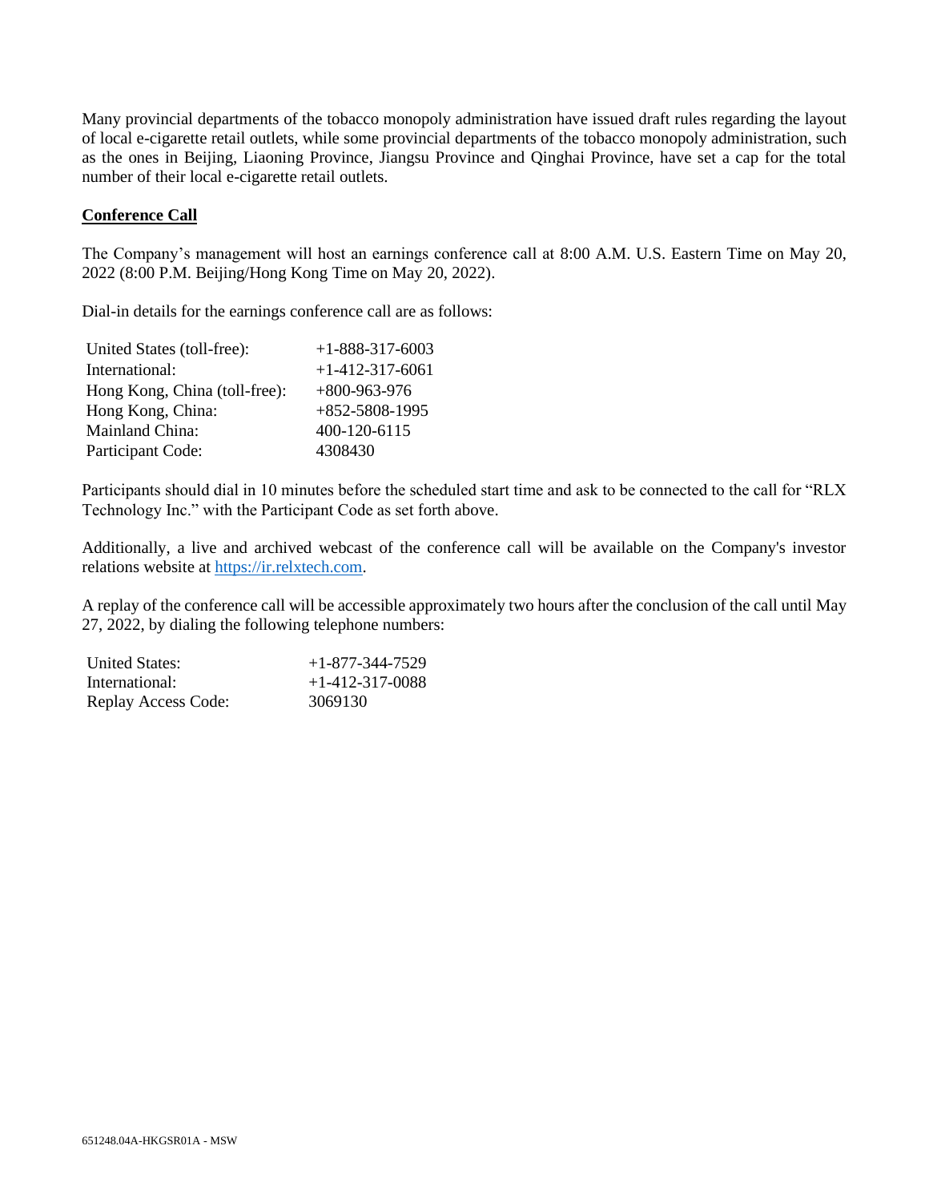Many provincial departments of the tobacco monopoly administration have issued draft rules regarding the layout of local e-cigarette retail outlets, while some provincial departments of the tobacco monopoly administration, such as the ones in Beijing, Liaoning Province, Jiangsu Province and Qinghai Province, have set a cap for the total number of their local e-cigarette retail outlets.

## Conference Call

The Company's management will host an earnings conference call at 8:00 A.M. U.S. Eastern Time on May 20, 2022 (8:00 P.M. Beijing/Hong Kong Time on May 20, 2022).

Dial-in details for the earnings conference call are as follows:

| | |
|---|---|
| United States (toll-free): | +1-888-317-6003 |
| International: | +1-412-317-6061 |
| Hong Kong, China (toll-free): | +800-963-976 |
| Hong Kong, China: | +852-5808-1995 |
| Mainland China: | 400-120-6115 |
| Participant Code: | 4308430 |

Participants should dial in 10 minutes before the scheduled start time and ask to be connected to the call for "RLX Technology Inc." with the Participant Code as set forth above.

Additionally, a live and archived webcast of the conference call will be available on the Company's investor relations website at https://ir.relxtech.com.

A replay of the conference call will be accessible approximately two hours after the conclusion of the call until May 27, 2022, by dialing the following telephone numbers:

| | |
|---|---|
| United States: | +1-877-344-7529 |
| International: | +1-412-317-0088 |
| Replay Access Code: | 3069130 |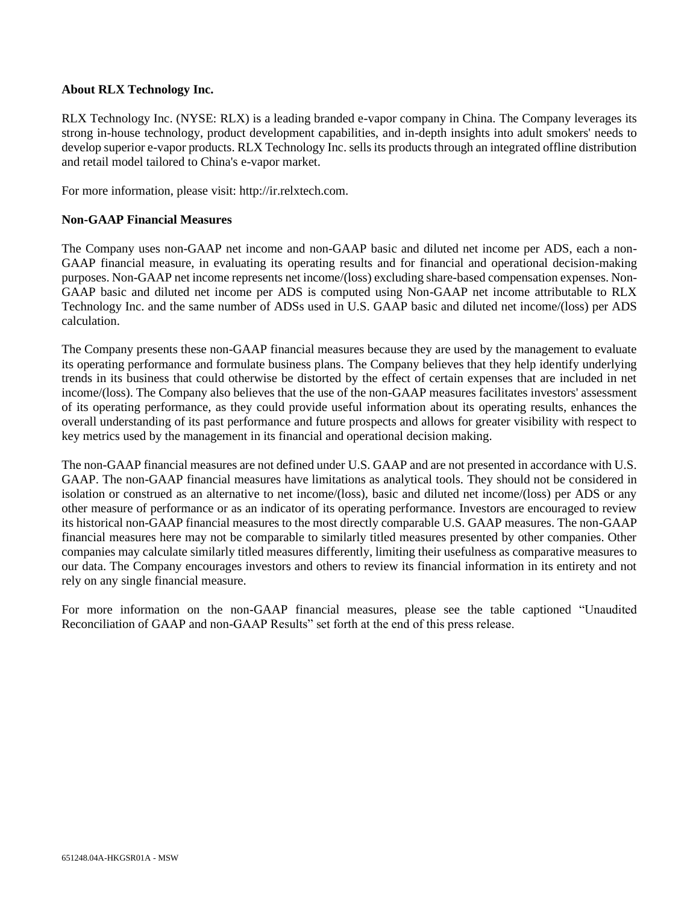**About RLX Technology Inc.**

RLX Technology Inc. (NYSE: RLX) is a leading branded e-vapor company in China. The Company leverages its strong in-house technology, product development capabilities, and in-depth insights into adult smokers' needs to develop superior e-vapor products. RLX Technology Inc. sells its products through an integrated offline distribution and retail model tailored to China's e-vapor market.

For more information, please visit: http://ir.relxtech.com.

**Non-GAAP Financial Measures**

The Company uses non-GAAP net income and non-GAAP basic and diluted net income per ADS, each a non-GAAP financial measure, in evaluating its operating results and for financial and operational decision-making purposes. Non-GAAP net income represents net income/(loss) excluding share-based compensation expenses. Non-GAAP basic and diluted net income per ADS is computed using Non-GAAP net income attributable to RLX Technology Inc. and the same number of ADSs used in U.S. GAAP basic and diluted net income/(loss) per ADS calculation.

The Company presents these non-GAAP financial measures because they are used by the management to evaluate its operating performance and formulate business plans. The Company believes that they help identify underlying trends in its business that could otherwise be distorted by the effect of certain expenses that are included in net income/(loss). The Company also believes that the use of the non-GAAP measures facilitates investors' assessment of its operating performance, as they could provide useful information about its operating results, enhances the overall understanding of its past performance and future prospects and allows for greater visibility with respect to key metrics used by the management in its financial and operational decision making.

The non-GAAP financial measures are not defined under U.S. GAAP and are not presented in accordance with U.S. GAAP. The non-GAAP financial measures have limitations as analytical tools. They should not be considered in isolation or construed as an alternative to net income/(loss), basic and diluted net income/(loss) per ADS or any other measure of performance or as an indicator of its operating performance. Investors are encouraged to review its historical non-GAAP financial measures to the most directly comparable U.S. GAAP measures. The non-GAAP financial measures here may not be comparable to similarly titled measures presented by other companies. Other companies may calculate similarly titled measures differently, limiting their usefulness as comparative measures to our data. The Company encourages investors and others to review its financial information in its entirety and not rely on any single financial measure.

For more information on the non-GAAP financial measures, please see the table captioned "Unaudited Reconciliation of GAAP and non-GAAP Results" set forth at the end of this press release.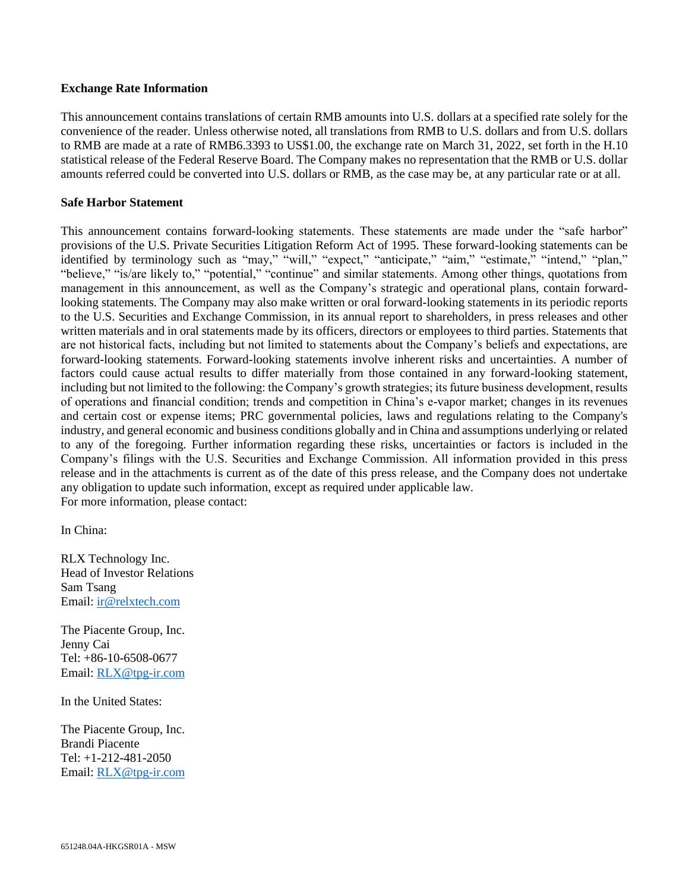**Exchange Rate Information**

This announcement contains translations of certain RMB amounts into U.S. dollars at a specified rate solely for the convenience of the reader. Unless otherwise noted, all translations from RMB to U.S. dollars and from U.S. dollars to RMB are made at a rate of RMB6.3393 to US$1.00, the exchange rate on March 31, 2022, set forth in the H.10 statistical release of the Federal Reserve Board. The Company makes no representation that the RMB or U.S. dollar amounts referred could be converted into U.S. dollars or RMB, as the case may be, at any particular rate or at all.

**Safe Harbor Statement**

This announcement contains forward-looking statements. These statements are made under the "safe harbor" provisions of the U.S. Private Securities Litigation Reform Act of 1995. These forward-looking statements can be identified by terminology such as "may," "will," "expect," "anticipate," "aim," "estimate," "intend," "plan," "believe," "is/are likely to," "potential," "continue" and similar statements. Among other things, quotations from management in this announcement, as well as the Company's strategic and operational plans, contain forward-looking statements. The Company may also make written or oral forward-looking statements in its periodic reports to the U.S. Securities and Exchange Commission, in its annual report to shareholders, in press releases and other written materials and in oral statements made by its officers, directors or employees to third parties. Statements that are not historical facts, including but not limited to statements about the Company's beliefs and expectations, are forward-looking statements. Forward-looking statements involve inherent risks and uncertainties. A number of factors could cause actual results to differ materially from those contained in any forward-looking statement, including but not limited to the following: the Company's growth strategies; its future business development, results of operations and financial condition; trends and competition in China's e-vapor market; changes in its revenues and certain cost or expense items; PRC governmental policies, laws and regulations relating to the Company's industry, and general economic and business conditions globally and in China and assumptions underlying or related to any of the foregoing. Further information regarding these risks, uncertainties or factors is included in the Company's filings with the U.S. Securities and Exchange Commission. All information provided in this press release and in the attachments is current as of the date of this press release, and the Company does not undertake any obligation to update such information, except as required under applicable law.

For more information, please contact:

In China:

RLX Technology Inc.
Head of Investor Relations
Sam Tsang
Email: ir@relxtech.com

The Piacente Group, Inc.
Jenny Cai
Tel: +86-10-6508-0677
Email: RLX@tpg-ir.com

In the United States:

The Piacente Group, Inc.
Brandi Piacente
Tel: +1-212-481-2050
Email: RLX@tpg-ir.com

651248.04A-HKGSR01A - MSW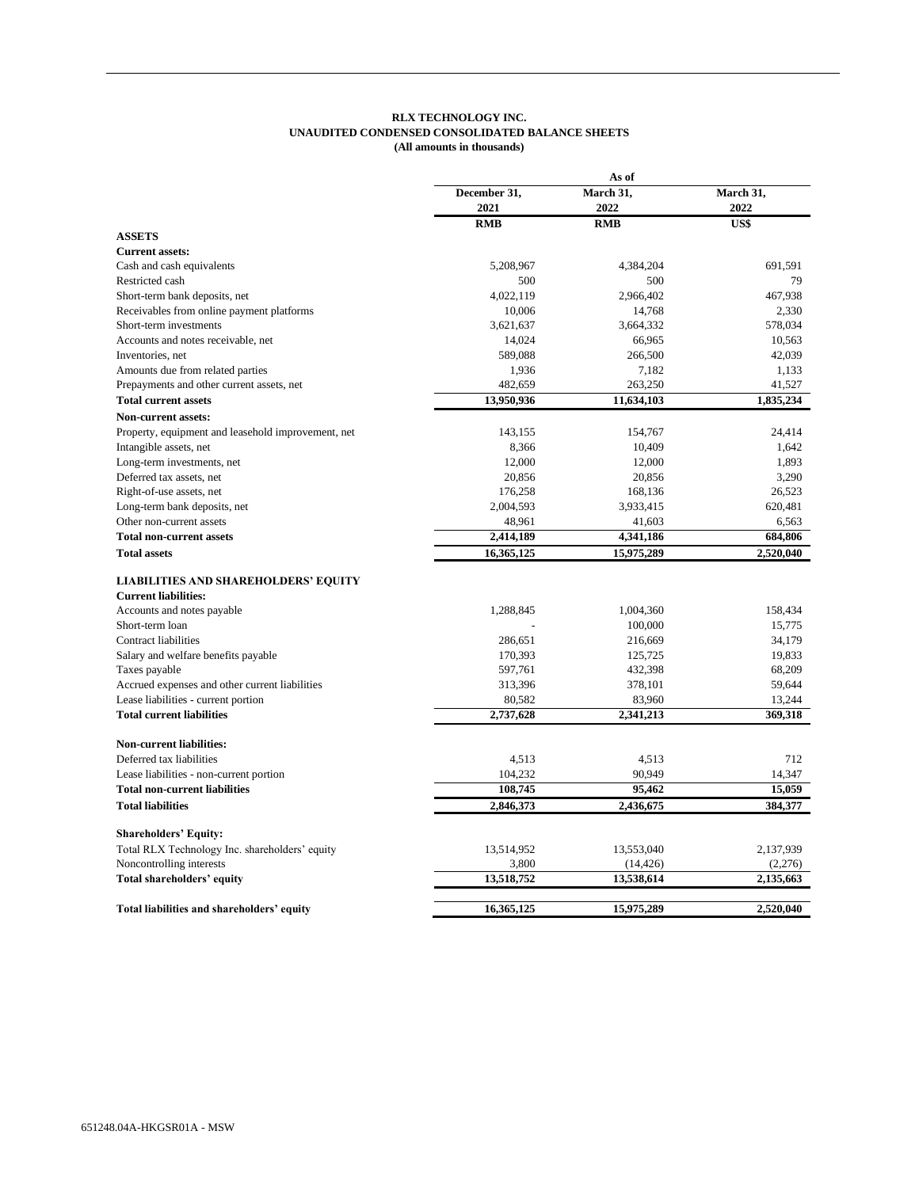**RLX TECHNOLOGY INC.**
**UNAUDITED CONDENSED CONSOLIDATED BALANCE SHEETS**
**(All amounts in thousands)**

| | As of | | |
|---|---|---|---|
| | December 31, 2021 | March 31, 2022 | March 31, 2022 |
| | RMB | RMB | US$ |
| **ASSETS** | | | |
| **Current assets:** | | | |
| Cash and cash equivalents | 5,208,967 | 4,384,204 | 691,591 |
| Restricted cash | 500 | 500 | 79 |
| Short-term bank deposits, net | 4,022,119 | 2,966,402 | 467,938 |
| Receivables from online payment platforms | 10,006 | 14,768 | 2,330 |
| Short-term investments | 3,621,637 | 3,664,332 | 578,034 |
| Accounts and notes receivable, net | 14,024 | 66,965 | 10,563 |
| Inventories, net | 589,088 | 266,500 | 42,039 |
| Amounts due from related parties | 1,936 | 7,182 | 1,133 |
| Prepayments and other current assets, net | 482,659 | 263,250 | 41,527 |
| **Total current assets** | **13,950,936** | **11,634,103** | **1,835,234** |
| **Non-current assets:** | | | |
| Property, equipment and leasehold improvement, net | 143,155 | 154,767 | 24,414 |
| Intangible assets, net | 8,366 | 10,409 | 1,642 |
| Long-term investments, net | 12,000 | 12,000 | 1,893 |
| Deferred tax assets, net | 20,856 | 20,856 | 3,290 |
| Right-of-use assets, net | 176,258 | 168,136 | 26,523 |
| Long-term bank deposits, net | 2,004,593 | 3,933,415 | 620,481 |
| Other non-current assets | 48,961 | 41,603 | 6,563 |
| **Total non-current assets** | **2,414,189** | **4,341,186** | **684,806** |
| **Total assets** | **16,365,125** | **15,975,289** | **2,520,040** |
| **LIABILITIES AND SHAREHOLDERS' EQUITY** | | | |
| **Current liabilities:** | | | |
| Accounts and notes payable | 1,288,845 | 1,004,360 | 158,434 |
| Short-term loan | - | 100,000 | 15,775 |
| Contract liabilities | 286,651 | 216,669 | 34,179 |
| Salary and welfare benefits payable | 170,393 | 125,725 | 19,833 |
| Taxes payable | 597,761 | 432,398 | 68,209 |
| Accrued expenses and other current liabilities | 313,396 | 378,101 | 59,644 |
| Lease liabilities - current portion | 80,582 | 83,960 | 13,244 |
| **Total current liabilities** | **2,737,628** | **2,341,213** | **369,318** |
| **Non-current liabilities:** | | | |
| Deferred tax liabilities | 4,513 | 4,513 | 712 |
| Lease liabilities - non-current portion | 104,232 | 90,949 | 14,347 |
| **Total non-current liabilities** | **108,745** | **95,462** | **15,059** |
| **Total liabilities** | **2,846,373** | **2,436,675** | **384,377** |
| **Shareholders' Equity:** | | | |
| Total RLX Technology Inc. shareholders' equity | 13,514,952 | 13,553,040 | 2,137,939 |
| Noncontrolling interests | 3,800 | (14,426) | (2,276) |
| **Total shareholders' equity** | **13,518,752** | **13,538,614** | **2,135,663** |
| **Total liabilities and shareholders' equity** | **16,365,125** | **15,975,289** | **2,520,040** |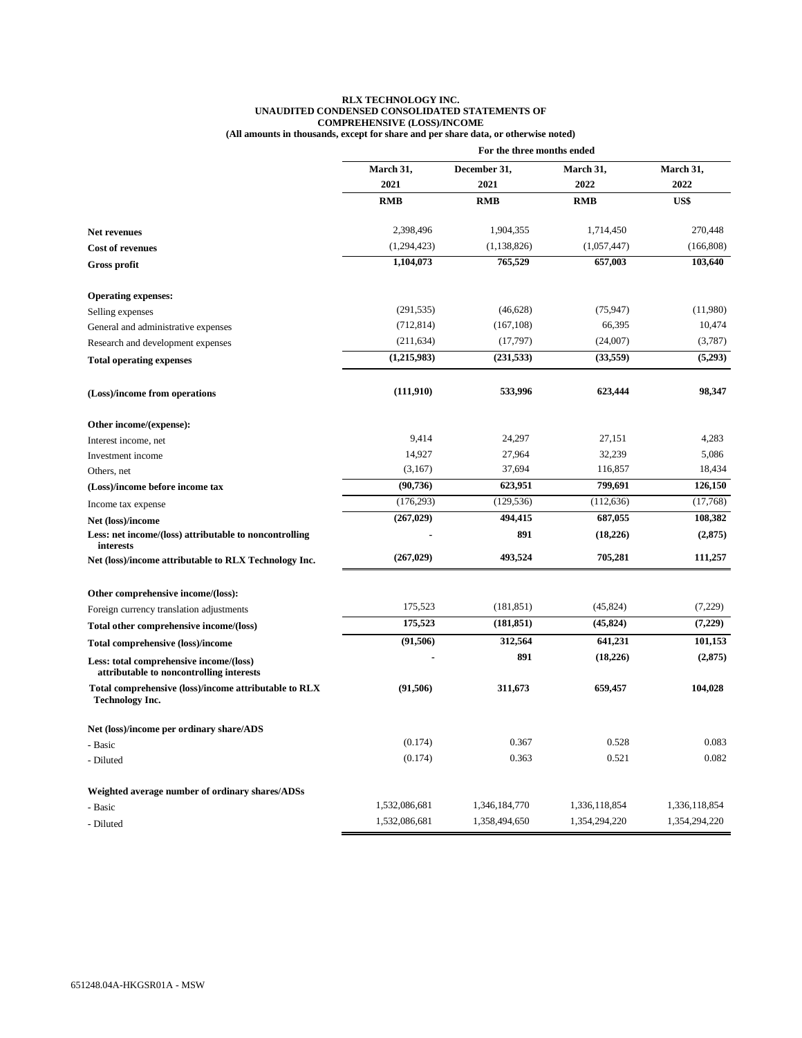**RLX TECHNOLOGY INC.**
**UNAUDITED CONDENSED CONSOLIDATED STATEMENTS OF COMPREHENSIVE (LOSS)/INCOME**
**(All amounts in thousands, except for share and per share data, or otherwise noted)**

| | For the three months ended | | | |
|---|---|---|---|---|
| | March 31, 2021 | December 31, 2021 | March 31, 2022 | March 31, 2022 |
| | RMB | RMB | RMB | US$ |
| **Net revenues** | 2,398,496 | 1,904,355 | 1,714,450 | 270,448 |
| **Cost of revenues** | (1,294,423) | (1,138,826) | (1,057,447) | (166,808) |
| **Gross profit** | **1,104,073** | **765,529** | **657,003** | **103,640** |
| **Operating expenses:** | | | | |
| Selling expenses | (291,535) | (46,628) | (75,947) | (11,980) |
| General and administrative expenses | (712,814) | (167,108) | 66,395 | 10,474 |
| Research and development expenses | (211,634) | (17,797) | (24,007) | (3,787) |
| **Total operating expenses** | **(1,215,983)** | **(231,533)** | **(33,559)** | **(5,293)** |
| **(Loss)/income from operations** | **(111,910)** | **533,996** | **623,444** | **98,347** |
| **Other income/(expense):** | | | | |
| Interest income, net | 9,414 | 24,297 | 27,151 | 4,283 |
| Investment income | 14,927 | 27,964 | 32,239 | 5,086 |
| Others, net | (3,167) | 37,694 | 116,857 | 18,434 |
| **(Loss)/income before income tax** | **(90,736)** | **623,951** | **799,691** | **126,150** |
| Income tax expense | (176,293) | (129,536) | (112,636) | (17,768) |
| **Net (loss)/income** | **(267,029)** | **494,415** | **687,055** | **108,382** |
| **Less: net income/(loss) attributable to noncontrolling interests** | **-** | **891** | **(18,226)** | **(2,875)** |
| **Net (loss)/income attributable to RLX Technology Inc.** | **(267,029)** | **493,524** | **705,281** | **111,257** |
| **Other comprehensive income/(loss):** | | | | |
| Foreign currency translation adjustments | 175,523 | (181,851) | (45,824) | (7,229) |
| **Total other comprehensive income/(loss)** | **175,523** | **(181,851)** | **(45,824)** | **(7,229)** |
| **Total comprehensive (loss)/income** | **(91,506)** | **312,564** | **641,231** | **101,153** |
| **Less: total comprehensive income/(loss) attributable to noncontrolling interests** | **-** | **891** | **(18,226)** | **(2,875)** |
| **Total comprehensive (loss)/income attributable to RLX Technology Inc.** | **(91,506)** | **311,673** | **659,457** | **104,028** |
| **Net (loss)/income per ordinary share/ADS** | | | | |
| - Basic | (0.174) | 0.367 | 0.528 | 0.083 |
| - Diluted | (0.174) | 0.363 | 0.521 | 0.082 |
| **Weighted average number of ordinary shares/ADSs** | | | | |
| - Basic | 1,532,086,681 | 1,346,184,770 | 1,336,118,854 | 1,336,118,854 |
| - Diluted | 1,532,086,681 | 1,358,494,650 | 1,354,294,220 | 1,354,294,220 |

651248.04A-HKGSR01A - MSW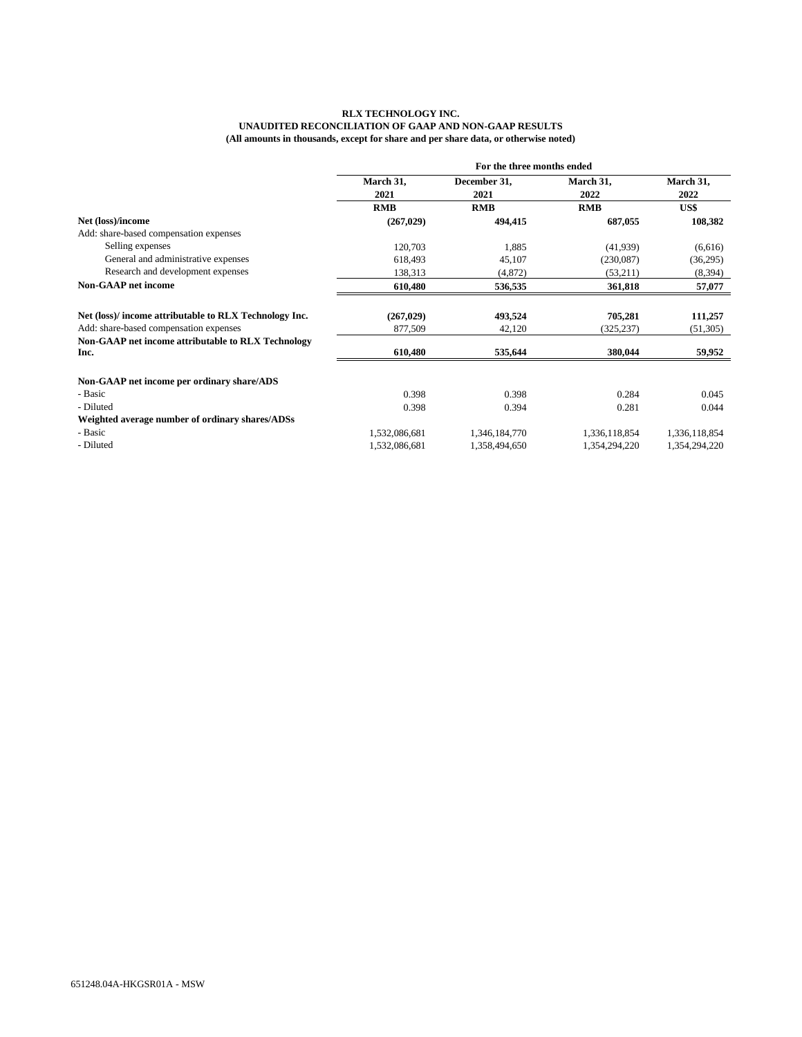**RLX TECHNOLOGY INC.**
**UNAUDITED RECONCILIATION OF GAAP AND NON-GAAP RESULTS**
**(All amounts in thousands, except for share and per share data, or otherwise noted)**

| | For the three months ended | | | |
|---|---|---|---|---|
| | March 31, 2021 | December 31, 2021 | March 31, 2022 | March 31, 2022 |
| | RMB | RMB | RMB | US$ |
| **Net (loss)/income** | **(267,029)** | **494,415** | **687,055** | **108,382** |
| Add: share-based compensation expenses | | | | |
| Selling expenses | 120,703 | 1,885 | (41,939) | (6,616) |
| General and administrative expenses | 618,493 | 45,107 | (230,087) | (36,295) |
| Research and development expenses | 138,313 | (4,872) | (53,211) | (8,394) |
| **Non-GAAP net income** | **610,480** | **536,535** | **361,818** | **57,077** |
| | | | | |
| **Net (loss)/ income attributable to RLX Technology Inc.** | **(267,029)** | **493,524** | **705,281** | **111,257** |
| Add: share-based compensation expenses | 877,509 | 42,120 | (325,237) | (51,305) |
| **Non-GAAP net income attributable to RLX Technology Inc.** | **610,480** | **535,644** | **380,044** | **59,952** |
| | | | | |
| **Non-GAAP net income per ordinary share/ADS** | | | | |
| - Basic | 0.398 | 0.398 | 0.284 | 0.045 |
| - Diluted | 0.398 | 0.394 | 0.281 | 0.044 |
| **Weighted average number of ordinary shares/ADSs** | | | | |
| - Basic | 1,532,086,681 | 1,346,184,770 | 1,336,118,854 | 1,336,118,854 |
| - Diluted | 1,532,086,681 | 1,358,494,650 | 1,354,294,220 | 1,354,294,220 |

651248.04A-HKGSR01A - MSW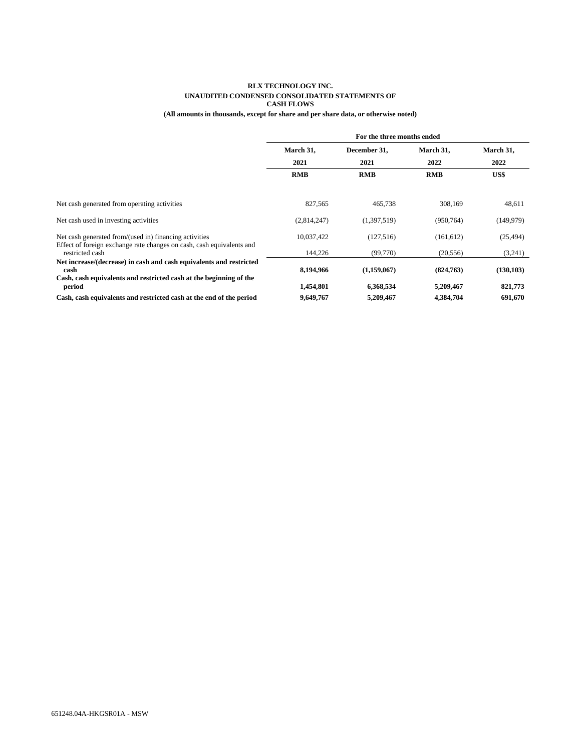**RLX TECHNOLOGY INC.**
**UNAUDITED CONDENSED CONSOLIDATED STATEMENTS OF CASH FLOWS**
**(All amounts in thousands, except for share and per share data, or otherwise noted)**

| | For the three months ended | | | |
|---|---|---|---|---|
| | March 31, 2021 | December 31, 2021 | March 31, 2022 | March 31, 2022 |
| | RMB | RMB | RMB | US$ |
| Net cash generated from operating activities | 827,565 | 465,738 | 308,169 | 48,611 |
| Net cash used in investing activities | (2,814,247) | (1,397,519) | (950,764) | (149,979) |
| Net cash generated from/(used in) financing activities | 10,037,422 | (127,516) | (161,612) | (25,494) |
| Effect of foreign exchange rate changes on cash, cash equivalents and restricted cash | 144,226 | (99,770) | (20,556) | (3,241) |
| **Net increase/(decrease) in cash and cash equivalents and restricted cash** | **8,194,966** | **(1,159,067)** | **(824,763)** | **(130,103)** |
| **Cash, cash equivalents and restricted cash at the beginning of the period** | **1,454,801** | **6,368,534** | **5,209,467** | **821,773** |
| **Cash, cash equivalents and restricted cash at the end of the period** | **9,649,767** | **5,209,467** | **4,384,704** | **691,670** |

651248.04A-HKGSR01A - MSW